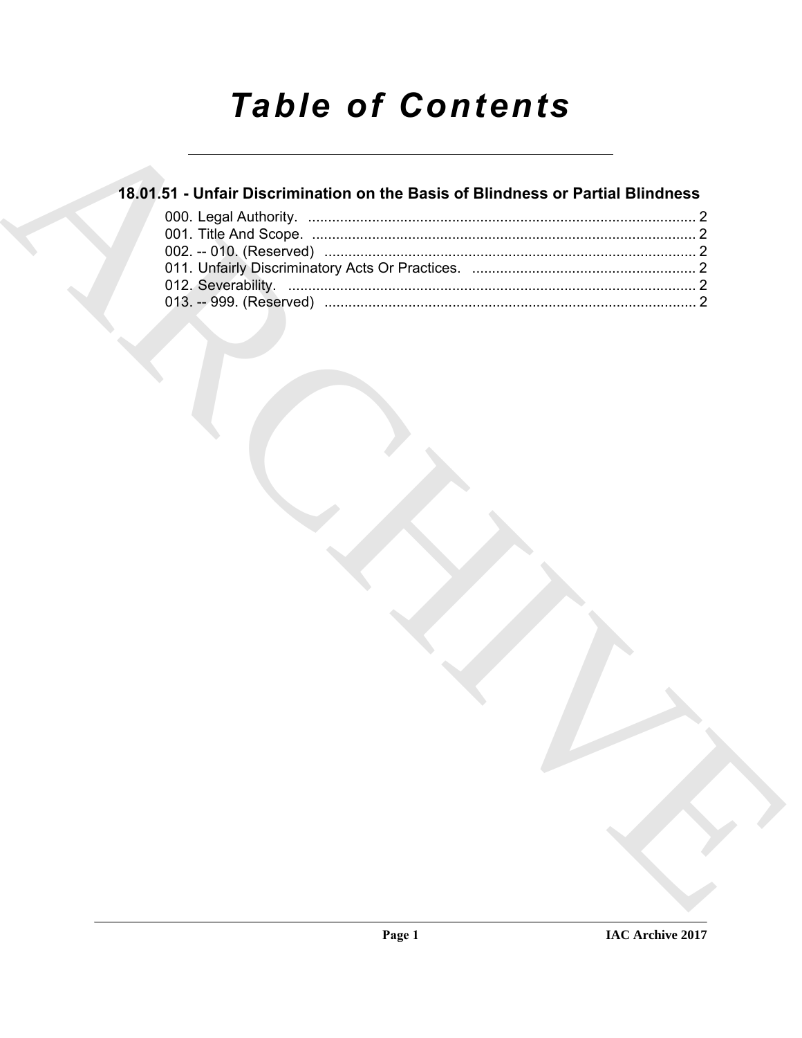# *Table of Contents*

## 18.01.51 - Unfair Discrimination on the Basis of Blindness or Partial Blindness

000. Legal Authority. ................................................................................................. 2
001. Title And Scope. ................................................................................................. 2
002. -- 010. (Reserved) ............................................................................................. 2
011. Unfairly Discriminatory Acts Or Practices. ........................................................ 2
012. Severability. ....................................................................................................... 2
013. -- 999. (Reserved) ............................................................................................. 2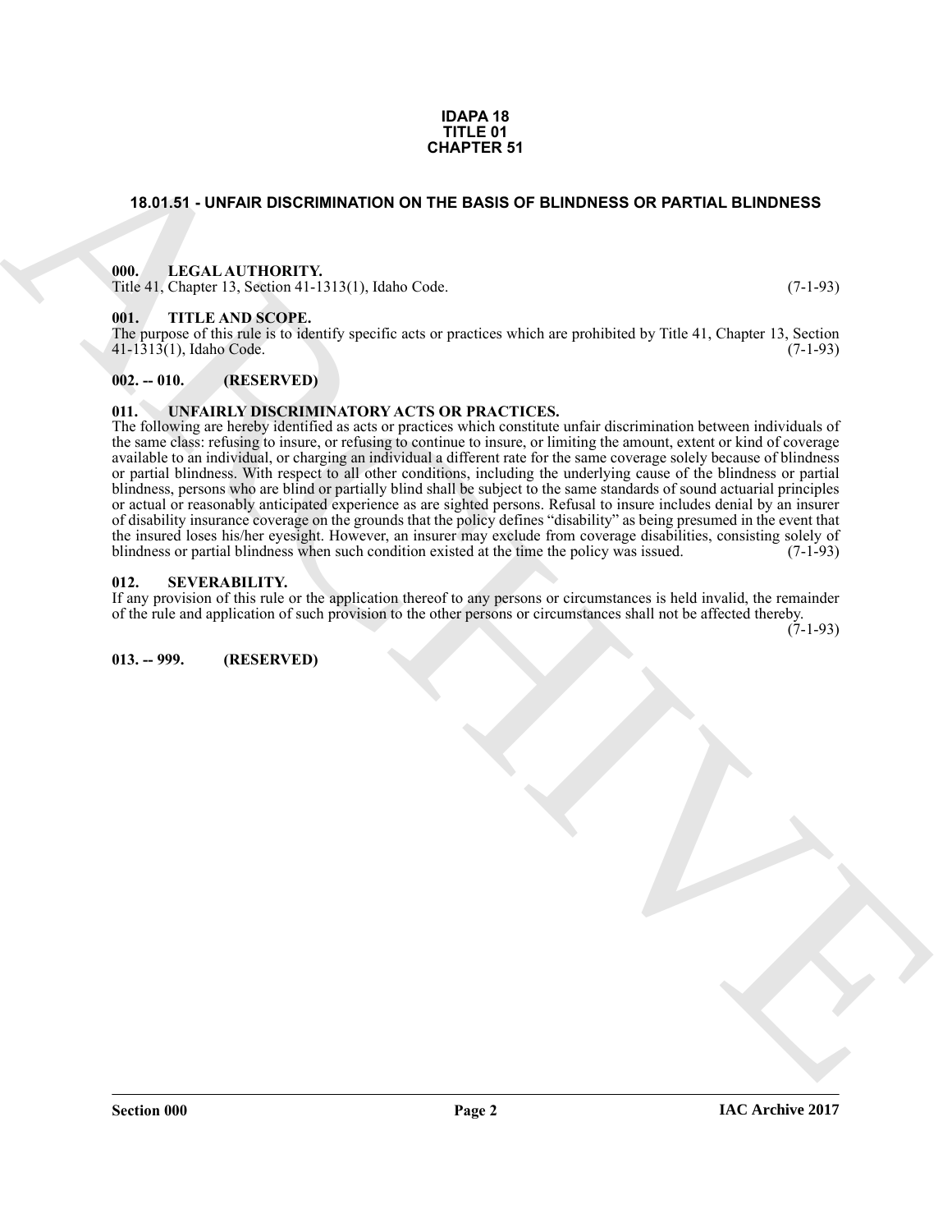**IDAPA 18**
**TITLE 01**
**CHAPTER 51**

## 18.01.51 - UNFAIR DISCRIMINATION ON THE BASIS OF BLINDNESS OR PARTIAL BLINDNESS

### 000. LEGAL AUTHORITY.

Title 41, Chapter 13, Section 41-1313(1), Idaho Code. (7-1-93)

### 001. TITLE AND SCOPE.

The purpose of this rule is to identify specific acts or practices which are prohibited by Title 41, Chapter 13, Section 41-1313(1), Idaho Code. (7-1-93)

### 002. -- 010. (RESERVED)

### 011. UNFAIRLY DISCRIMINATORY ACTS OR PRACTICES.

The following are hereby identified as acts or practices which constitute unfair discrimination between individuals of the same class: refusing to insure, or refusing to continue to insure, or limiting the amount, extent or kind of coverage available to an individual, or charging an individual a different rate for the same coverage solely because of blindness or partial blindness. With respect to all other conditions, including the underlying cause of the blindness or partial blindness, persons who are blind or partially blind shall be subject to the same standards of sound actuarial principles or actual or reasonably anticipated experience as are sighted persons. Refusal to insure includes denial by an insurer of disability insurance coverage on the grounds that the policy defines "disability" as being presumed in the event that the insured loses his/her eyesight. However, an insurer may exclude from coverage disabilities, consisting solely of blindness or partial blindness when such condition existed at the time the policy was issued. (7-1-93)

### 012. SEVERABILITY.

If any provision of this rule or the application thereof to any persons or circumstances is held invalid, the remainder of the rule and application of such provision to the other persons or circumstances shall not be affected thereby. (7-1-93)

### 013. -- 999. (RESERVED)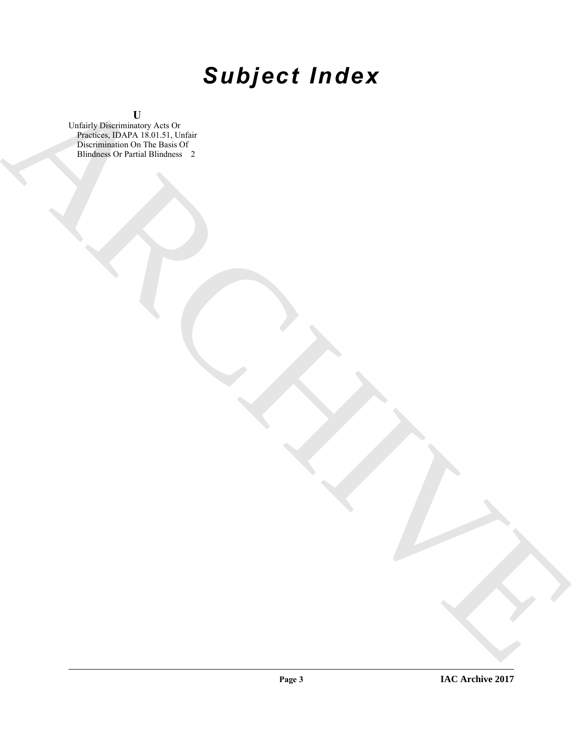# *Subject Index*

**U**

Unfairly Discriminatory Acts Or Practices, IDAPA 18.01.51, Unfair Discrimination On The Basis Of Blindness Or Partial Blindness 2